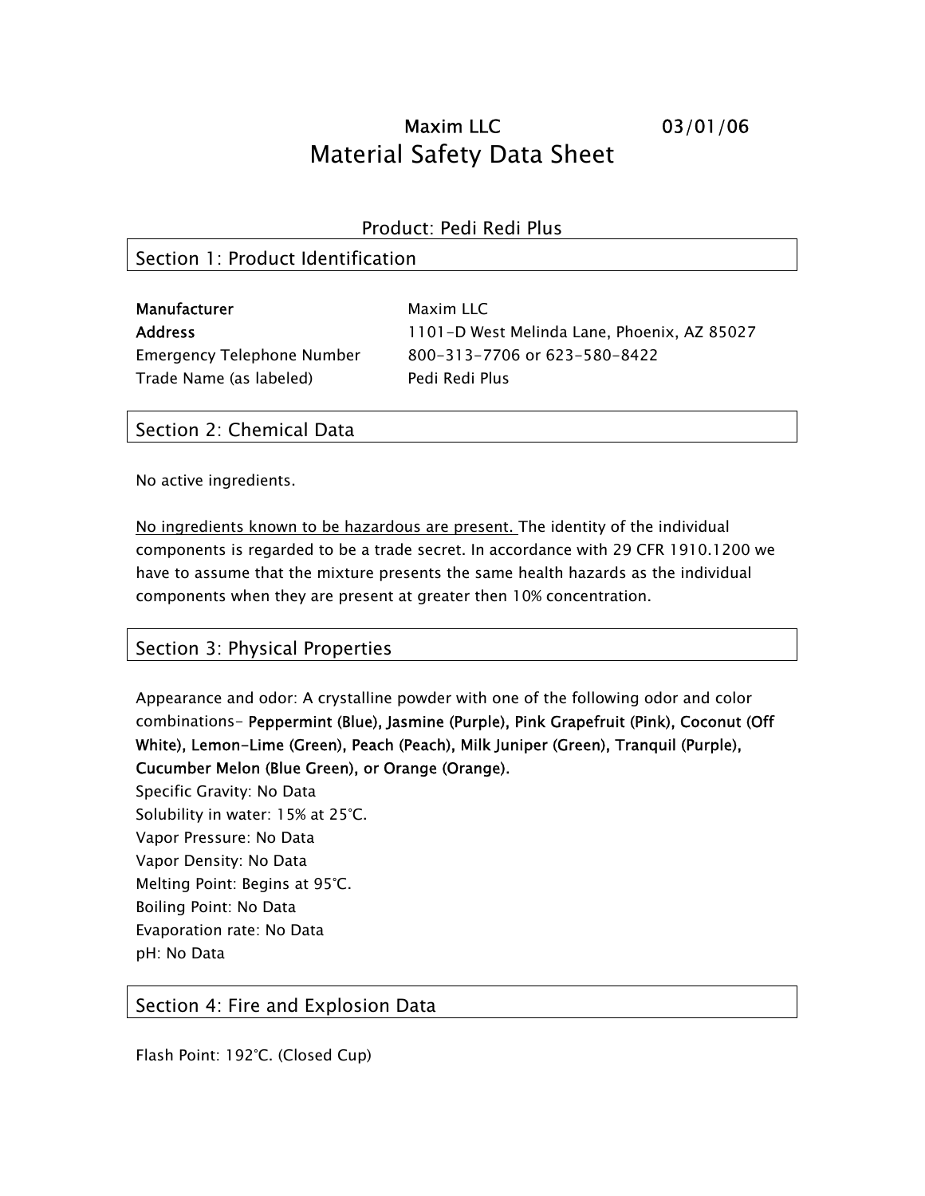**Maxim LLC** 03/01/06

# Material Safety Data Sheet

Product: Pedi Redi Plus

## Section 1: Product Identification

**Manufacturer** Maxim LLC
**Address** 1101-D West Melinda Lane, Phoenix, AZ 85027
Emergency Telephone Number 800-313-7706 or 623-580-8422
Trade Name (as labeled) Pedi Redi Plus

## Section 2: Chemical Data

No active ingredients.

<u>No ingredients known to be hazardous are present.</u> The identity of the individual components is regarded to be a trade secret. In accordance with 29 CFR 1910.1200 we have to assume that the mixture presents the same health hazards as the individual components when they are present at greater then 10% concentration.

## Section 3: Physical Properties

Appearance and odor: A crystalline powder with one of the following odor and color combinations- **Peppermint (Blue), Jasmine (Purple), Pink Grapefruit (Pink), Coconut (Off White), Lemon-Lime (Green), Peach (Peach), Milk Juniper (Green), Tranquil (Purple), Cucumber Melon (Blue Green), or Orange (Orange).**
Specific Gravity: No Data
Solubility in water: 15% at 25°C.
Vapor Pressure: No Data
Vapor Density: No Data
Melting Point: Begins at 95°C.
Boiling Point: No Data
Evaporation rate: No Data
pH: No Data

## Section 4: Fire and Explosion Data

Flash Point: 192°C. (Closed Cup)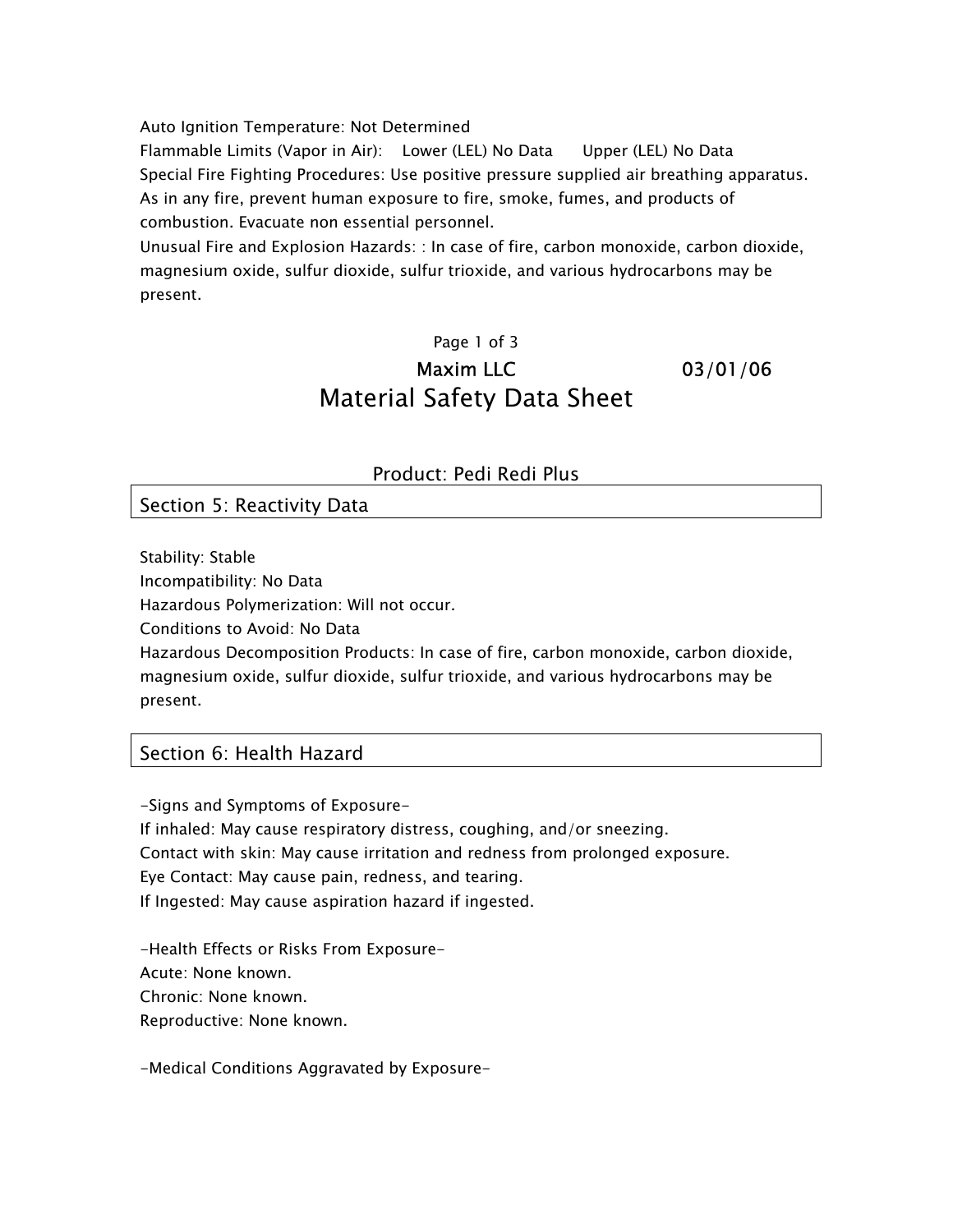Auto Ignition Temperature: Not Determined
Flammable Limits (Vapor in Air): Lower (LEL) No Data Upper (LEL) No Data
Special Fire Fighting Procedures: Use positive pressure supplied air breathing apparatus. As in any fire, prevent human exposure to fire, smoke, fumes, and products of combustion. Evacuate non essential personnel.
Unusual Fire and Explosion Hazards: : In case of fire, carbon monoxide, carbon dioxide, magnesium oxide, sulfur dioxide, sulfur trioxide, and various hydrocarbons may be present.

Maxim LLC 03/01/06

# Material Safety Data Sheet

Product: Pedi Redi Plus

## Section 5: Reactivity Data

Stability: Stable
Incompatibility: No Data
Hazardous Polymerization: Will not occur.
Conditions to Avoid: No Data
Hazardous Decomposition Products: In case of fire, carbon monoxide, carbon dioxide, magnesium oxide, sulfur dioxide, sulfur trioxide, and various hydrocarbons may be present.

## Section 6: Health Hazard

-Signs and Symptoms of Exposure-
If inhaled: May cause respiratory distress, coughing, and/or sneezing.
Contact with skin: May cause irritation and redness from prolonged exposure.
Eye Contact: May cause pain, redness, and tearing.
If Ingested: May cause aspiration hazard if ingested.

-Health Effects or Risks From Exposure-
Acute: None known.
Chronic: None known.
Reproductive: None known.

-Medical Conditions Aggravated by Exposure-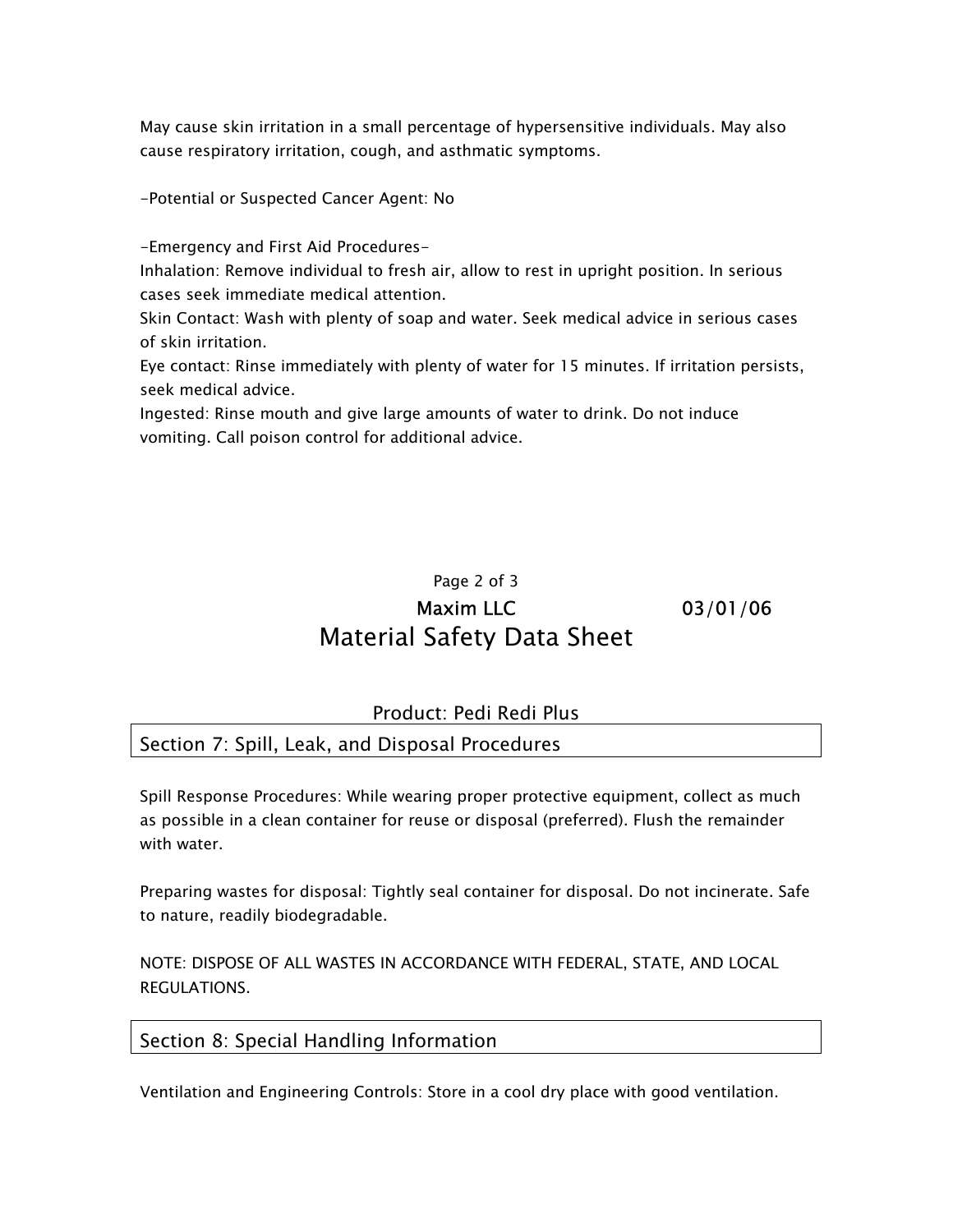May cause skin irritation in a small percentage of hypersensitive individuals. May also cause respiratory irritation, cough, and asthmatic symptoms.

-Potential or Suspected Cancer Agent: No

-Emergency and First Aid Procedures-

Inhalation: Remove individual to fresh air, allow to rest in upright position. In serious cases seek immediate medical attention.

Skin Contact: Wash with plenty of soap and water. Seek medical advice in serious cases of skin irritation.

Eye contact: Rinse immediately with plenty of water for 15 minutes. If irritation persists, seek medical advice.

Ingested: Rinse mouth and give large amounts of water to drink. Do not induce vomiting. Call poison control for additional advice.

Maxim LLC 03/01/06

# Material Safety Data Sheet

Product: Pedi Redi Plus

## Section 7: Spill, Leak, and Disposal Procedures

Spill Response Procedures: While wearing proper protective equipment, collect as much as possible in a clean container for reuse or disposal (preferred). Flush the remainder with water.

Preparing wastes for disposal: Tightly seal container for disposal. Do not incinerate. Safe to nature, readily biodegradable.

NOTE: DISPOSE OF ALL WASTES IN ACCORDANCE WITH FEDERAL, STATE, AND LOCAL REGULATIONS.

## Section 8: Special Handling Information

Ventilation and Engineering Controls: Store in a cool dry place with good ventilation.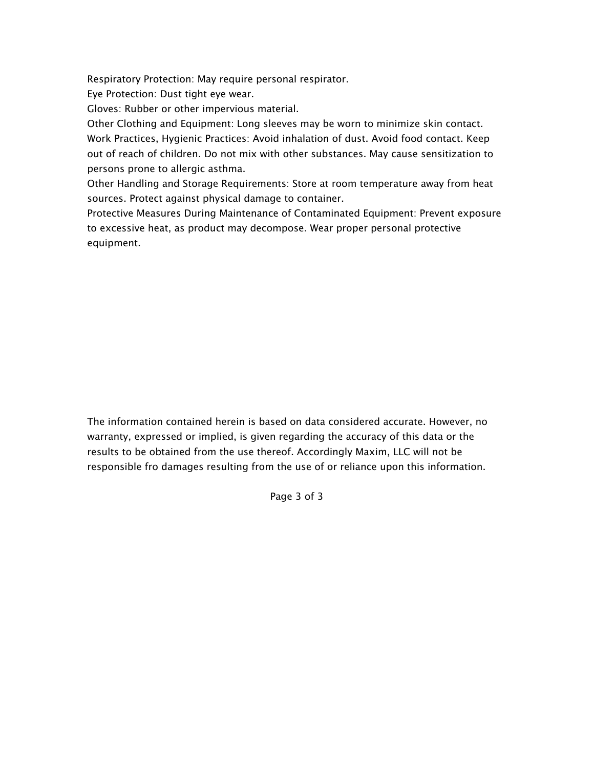Respiratory Protection: May require personal respirator.
Eye Protection: Dust tight eye wear.
Gloves: Rubber or other impervious material.
Other Clothing and Equipment: Long sleeves may be worn to minimize skin contact.
Work Practices, Hygienic Practices: Avoid inhalation of dust. Avoid food contact. Keep out of reach of children. Do not mix with other substances. May cause sensitization to persons prone to allergic asthma.
Other Handling and Storage Requirements: Store at room temperature away from heat sources. Protect against physical damage to container.
Protective Measures During Maintenance of Contaminated Equipment: Prevent exposure to excessive heat, as product may decompose. Wear proper personal protective equipment.

The information contained herein is based on data considered accurate. However, no warranty, expressed or implied, is given regarding the accuracy of this data or the results to be obtained from the use thereof. Accordingly Maxim, LLC will not be responsible fro damages resulting from the use of or reliance upon this information.